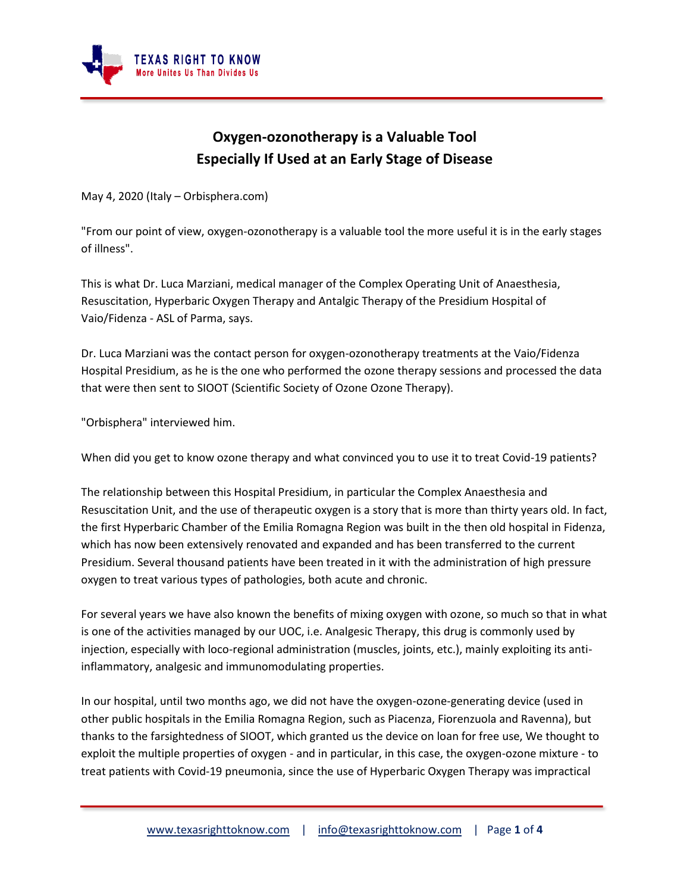# Oxygen-ozonotherapy is a Valuable Tool Especially If Used at an Early Stage of Disease

May 4, 2020 (Italy – Orbisphera.com)

"From our point of view, oxygen-ozonotherapy is a valuable tool the more useful it is in the early stages of illness".

This is what Dr. Luca Marziani, medical manager of the Complex Operating Unit of Anaesthesia, Resuscitation, Hyperbaric Oxygen Therapy and Antalgic Therapy of the Presidium Hospital of Vaio/Fidenza - ASL of Parma, says.

Dr. Luca Marziani was the contact person for oxygen-ozonotherapy treatments at the Vaio/Fidenza Hospital Presidium, as he is the one who performed the ozone therapy sessions and processed the data that were then sent to SIOOT (Scientific Society of Ozone Ozone Therapy).

"Orbisphera" interviewed him.

When did you get to know ozone therapy and what convinced you to use it to treat Covid-19 patients?

The relationship between this Hospital Presidium, in particular the Complex Anaesthesia and Resuscitation Unit, and the use of therapeutic oxygen is a story that is more than thirty years old. In fact, the first Hyperbaric Chamber of the Emilia Romagna Region was built in the then old hospital in Fidenza, which has now been extensively renovated and expanded and has been transferred to the current Presidium. Several thousand patients have been treated in it with the administration of high pressure oxygen to treat various types of pathologies, both acute and chronic.

For several years we have also known the benefits of mixing oxygen with ozone, so much so that in what is one of the activities managed by our UOC, i.e. Analgesic Therapy, this drug is commonly used by injection, especially with loco-regional administration (muscles, joints, etc.), mainly exploiting its anti-inflammatory, analgesic and immunomodulating properties.

In our hospital, until two months ago, we did not have the oxygen-ozone-generating device (used in other public hospitals in the Emilia Romagna Region, such as Piacenza, Fiorenzuola and Ravenna), but thanks to the farsightedness of SIOOT, which granted us the device on loan for free use, We thought to exploit the multiple properties of oxygen - and in particular, in this case, the oxygen-ozone mixture - to treat patients with Covid-19 pneumonia, since the use of Hyperbaric Oxygen Therapy was impractical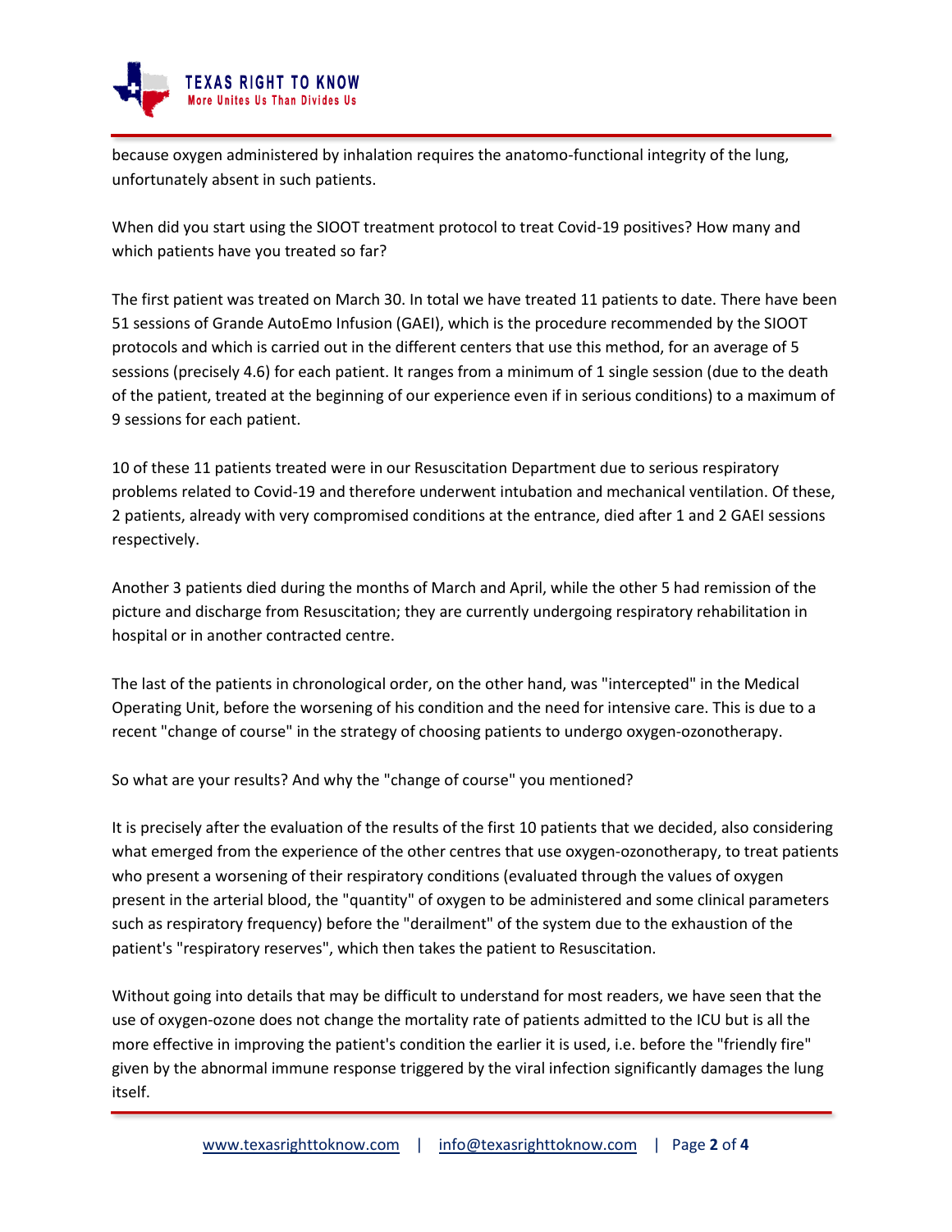because oxygen administered by inhalation requires the anatomo-functional integrity of the lung, unfortunately absent in such patients.

When did you start using the SIOOT treatment protocol to treat Covid-19 positives? How many and which patients have you treated so far?

The first patient was treated on March 30. In total we have treated 11 patients to date. There have been 51 sessions of Grande AutoEmo Infusion (GAEI), which is the procedure recommended by the SIOOT protocols and which is carried out in the different centers that use this method, for an average of 5 sessions (precisely 4.6) for each patient. It ranges from a minimum of 1 single session (due to the death of the patient, treated at the beginning of our experience even if in serious conditions) to a maximum of 9 sessions for each patient.

10 of these 11 patients treated were in our Resuscitation Department due to serious respiratory problems related to Covid-19 and therefore underwent intubation and mechanical ventilation. Of these, 2 patients, already with very compromised conditions at the entrance, died after 1 and 2 GAEI sessions respectively.

Another 3 patients died during the months of March and April, while the other 5 had remission of the picture and discharge from Resuscitation; they are currently undergoing respiratory rehabilitation in hospital or in another contracted centre.

The last of the patients in chronological order, on the other hand, was "intercepted" in the Medical Operating Unit, before the worsening of his condition and the need for intensive care. This is due to a recent "change of course" in the strategy of choosing patients to undergo oxygen-ozonotherapy.

So what are your results? And why the "change of course" you mentioned?

It is precisely after the evaluation of the results of the first 10 patients that we decided, also considering what emerged from the experience of the other centres that use oxygen-ozonotherapy, to treat patients who present a worsening of their respiratory conditions (evaluated through the values of oxygen present in the arterial blood, the "quantity" of oxygen to be administered and some clinical parameters such as respiratory frequency) before the "derailment" of the system due to the exhaustion of the patient's "respiratory reserves", which then takes the patient to Resuscitation.

Without going into details that may be difficult to understand for most readers, we have seen that the use of oxygen-ozone does not change the mortality rate of patients admitted to the ICU but is all the more effective in improving the patient's condition the earlier it is used, i.e. before the "friendly fire" given by the abnormal immune response triggered by the viral infection significantly damages the lung itself.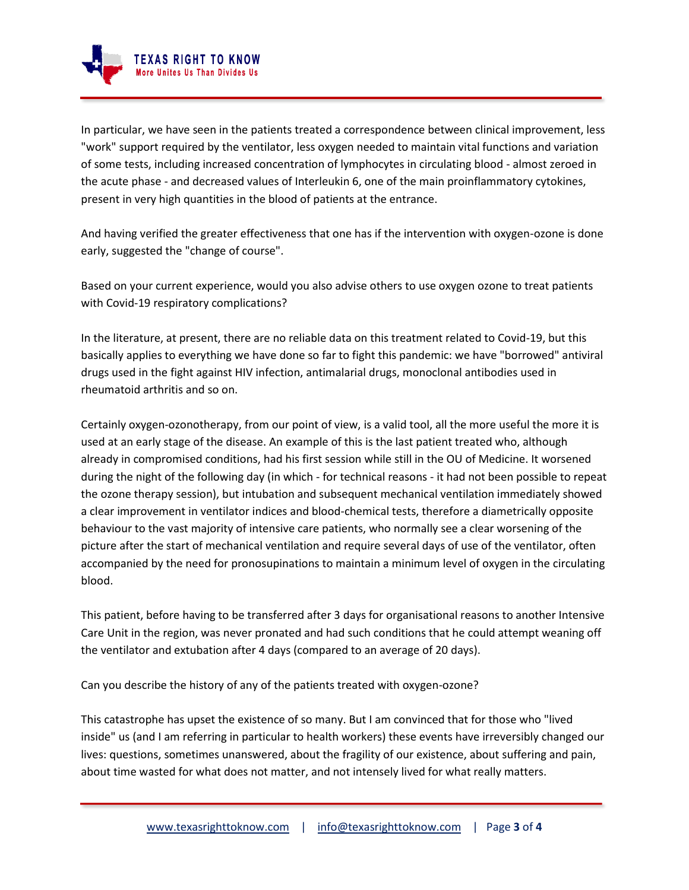In particular, we have seen in the patients treated a correspondence between clinical improvement, less "work" support required by the ventilator, less oxygen needed to maintain vital functions and variation of some tests, including increased concentration of lymphocytes in circulating blood - almost zeroed in the acute phase - and decreased values of Interleukin 6, one of the main proinflammatory cytokines, present in very high quantities in the blood of patients at the entrance.

And having verified the greater effectiveness that one has if the intervention with oxygen-ozone is done early, suggested the "change of course".

Based on your current experience, would you also advise others to use oxygen ozone to treat patients with Covid-19 respiratory complications?

In the literature, at present, there are no reliable data on this treatment related to Covid-19, but this basically applies to everything we have done so far to fight this pandemic: we have "borrowed" antiviral drugs used in the fight against HIV infection, antimalarial drugs, monoclonal antibodies used in rheumatoid arthritis and so on.

Certainly oxygen-ozonotherapy, from our point of view, is a valid tool, all the more useful the more it is used at an early stage of the disease. An example of this is the last patient treated who, although already in compromised conditions, had his first session while still in the OU of Medicine. It worsened during the night of the following day (in which - for technical reasons - it had not been possible to repeat the ozone therapy session), but intubation and subsequent mechanical ventilation immediately showed a clear improvement in ventilator indices and blood-chemical tests, therefore a diametrically opposite behaviour to the vast majority of intensive care patients, who normally see a clear worsening of the picture after the start of mechanical ventilation and require several days of use of the ventilator, often accompanied by the need for pronosupinations to maintain a minimum level of oxygen in the circulating blood.

This patient, before having to be transferred after 3 days for organisational reasons to another Intensive Care Unit in the region, was never pronated and had such conditions that he could attempt weaning off the ventilator and extubation after 4 days (compared to an average of 20 days).

Can you describe the history of any of the patients treated with oxygen-ozone?

This catastrophe has upset the existence of so many. But I am convinced that for those who "lived inside" us (and I am referring in particular to health workers) these events have irreversibly changed our lives: questions, sometimes unanswered, about the fragility of our existence, about suffering and pain, about time wasted for what does not matter, and not intensely lived for what really matters.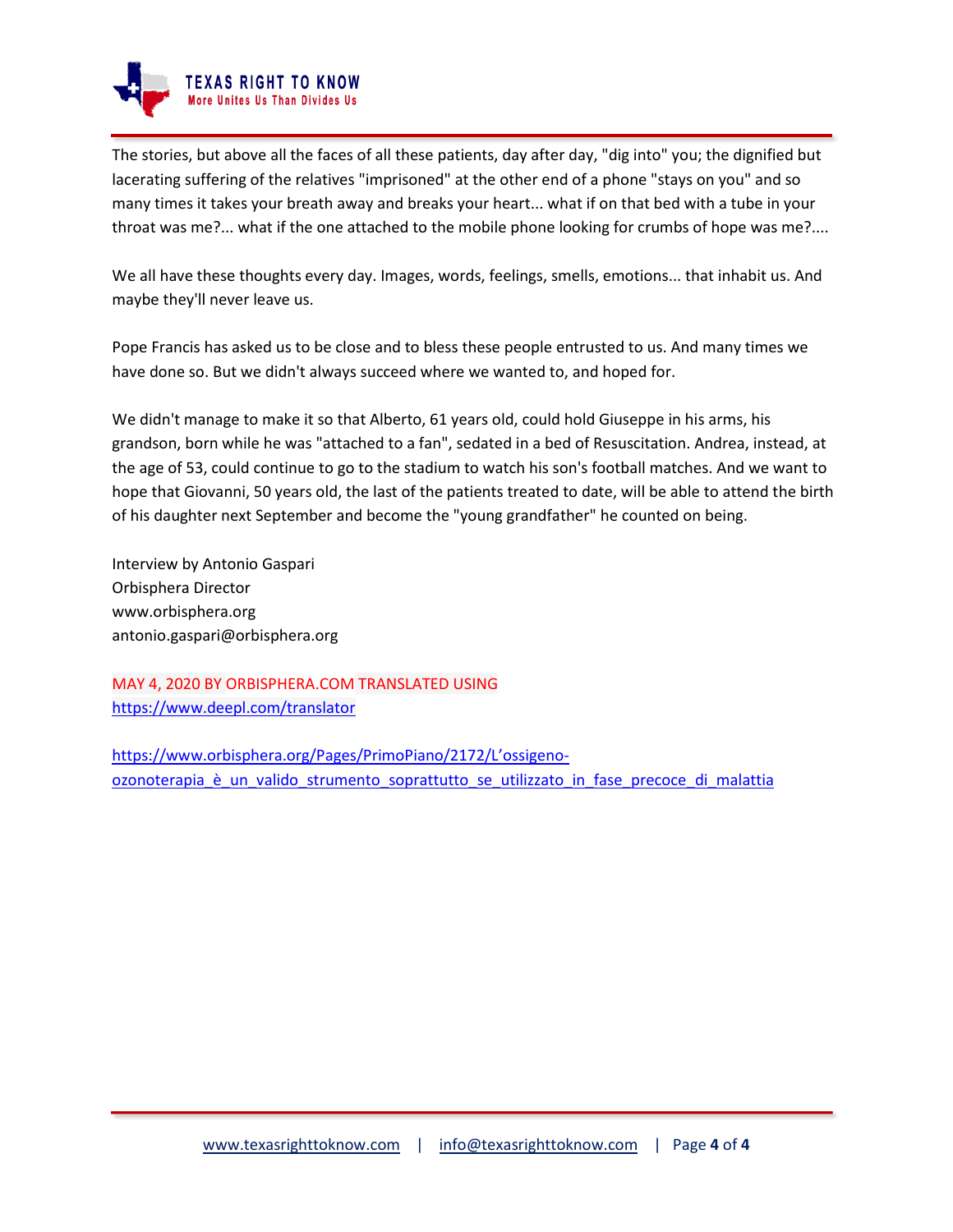The stories, but above all the faces of all these patients, day after day, "dig into" you; the dignified but lacerating suffering of the relatives "imprisoned" at the other end of a phone "stays on you" and so many times it takes your breath away and breaks your heart... what if on that bed with a tube in your throat was me?... what if the one attached to the mobile phone looking for crumbs of hope was me?....

We all have these thoughts every day. Images, words, feelings, smells, emotions... that inhabit us. And maybe they'll never leave us.

Pope Francis has asked us to be close and to bless these people entrusted to us. And many times we have done so. But we didn't always succeed where we wanted to, and hoped for.

We didn't manage to make it so that Alberto, 61 years old, could hold Giuseppe in his arms, his grandson, born while he was "attached to a fan", sedated in a bed of Resuscitation. Andrea, instead, at the age of 53, could continue to go to the stadium to watch his son's football matches. And we want to hope that Giovanni, 50 years old, the last of the patients treated to date, will be able to attend the birth of his daughter next September and become the "young grandfather" he counted on being.

Interview by Antonio Gaspari
Orbisphera Director
www.orbisphera.org
antonio.gaspari@orbisphera.org

MAY 4, 2020 BY ORBISPHERA.COM TRANSLATED USING
https://www.deepl.com/translator

https://www.orbisphera.org/Pages/PrimoPiano/2172/L’ossigeno-ozonoterapia_è_un_valido_strumento_soprattutto_se_utilizzato_in_fase_precoce_di_malattia